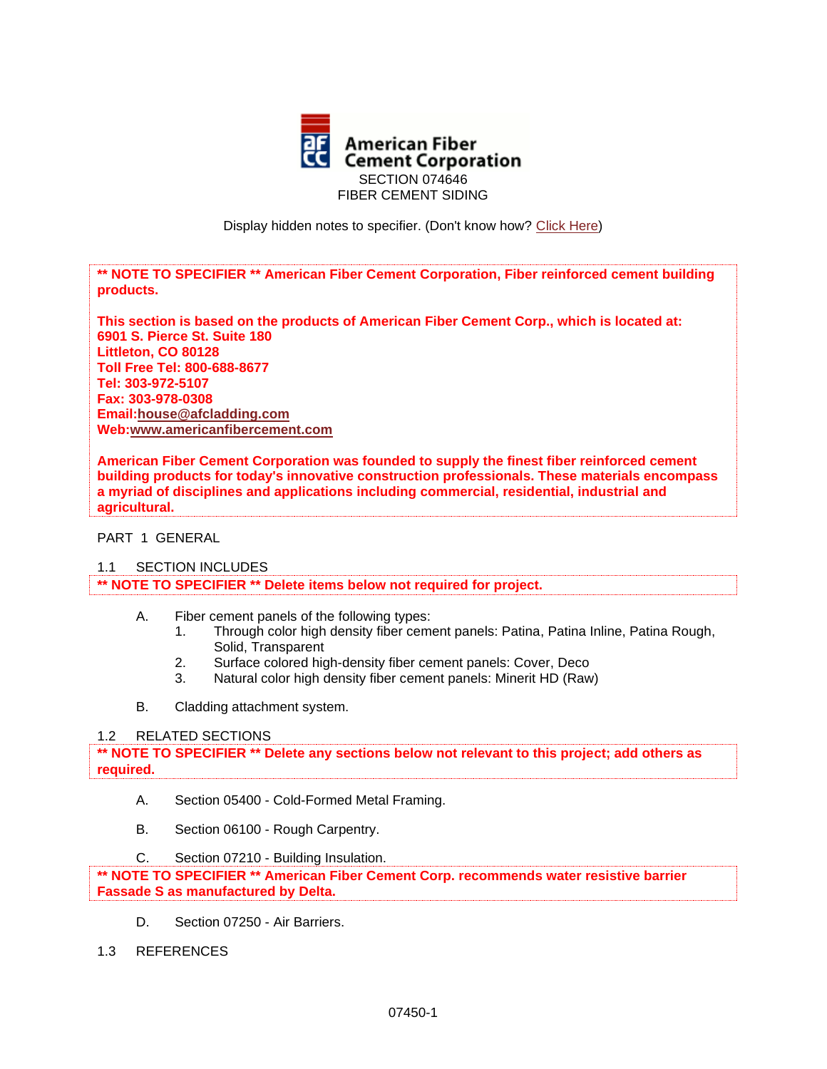American Fiber Cement Corporation

SECTION 074646
FIBER CEMENT SIDING

Display hidden notes to specifier. (Don't know how? Click Here)

**\*\* NOTE TO SPECIFIER \*\* American Fiber Cement Corporation, Fiber reinforced cement building products.**

**This section is based on the products of American Fiber Cement Corp., which is located at:**
**6901 S. Pierce St. Suite 180**
**Littleton, CO 80128**
**Toll Free Tel: 800-688-8677**
**Tel: 303-972-5107**
**Fax: 303-978-0308**
**Email:house@afcladding.com**
**Web:www.americanfibercement.com**

**American Fiber Cement Corporation was founded to supply the finest fiber reinforced cement building products for today's innovative construction professionals. These materials encompass a myriad of disciplines and applications including commercial, residential, industrial and agricultural.**

## PART 1 GENERAL

### 1.1 SECTION INCLUDES

**\*\* NOTE TO SPECIFIER \*\* Delete items below not required for project.**

A. Fiber cement panels of the following types:
   1. Through color high density fiber cement panels: Patina, Patina Inline, Patina Rough, Solid, Transparent
   2. Surface colored high-density fiber cement panels: Cover, Deco
   3. Natural color high density fiber cement panels: Minerit HD (Raw)

B. Cladding attachment system.

### 1.2 RELATED SECTIONS

**\*\* NOTE TO SPECIFIER \*\* Delete any sections below not relevant to this project; add others as required.**

A. Section 05400 - Cold-Formed Metal Framing.

B. Section 06100 - Rough Carpentry.

C. Section 07210 - Building Insulation.

**\*\* NOTE TO SPECIFIER \*\* American Fiber Cement Corp. recommends water resistive barrier Fassade S as manufactured by Delta.**

D. Section 07250 - Air Barriers.

### 1.3 REFERENCES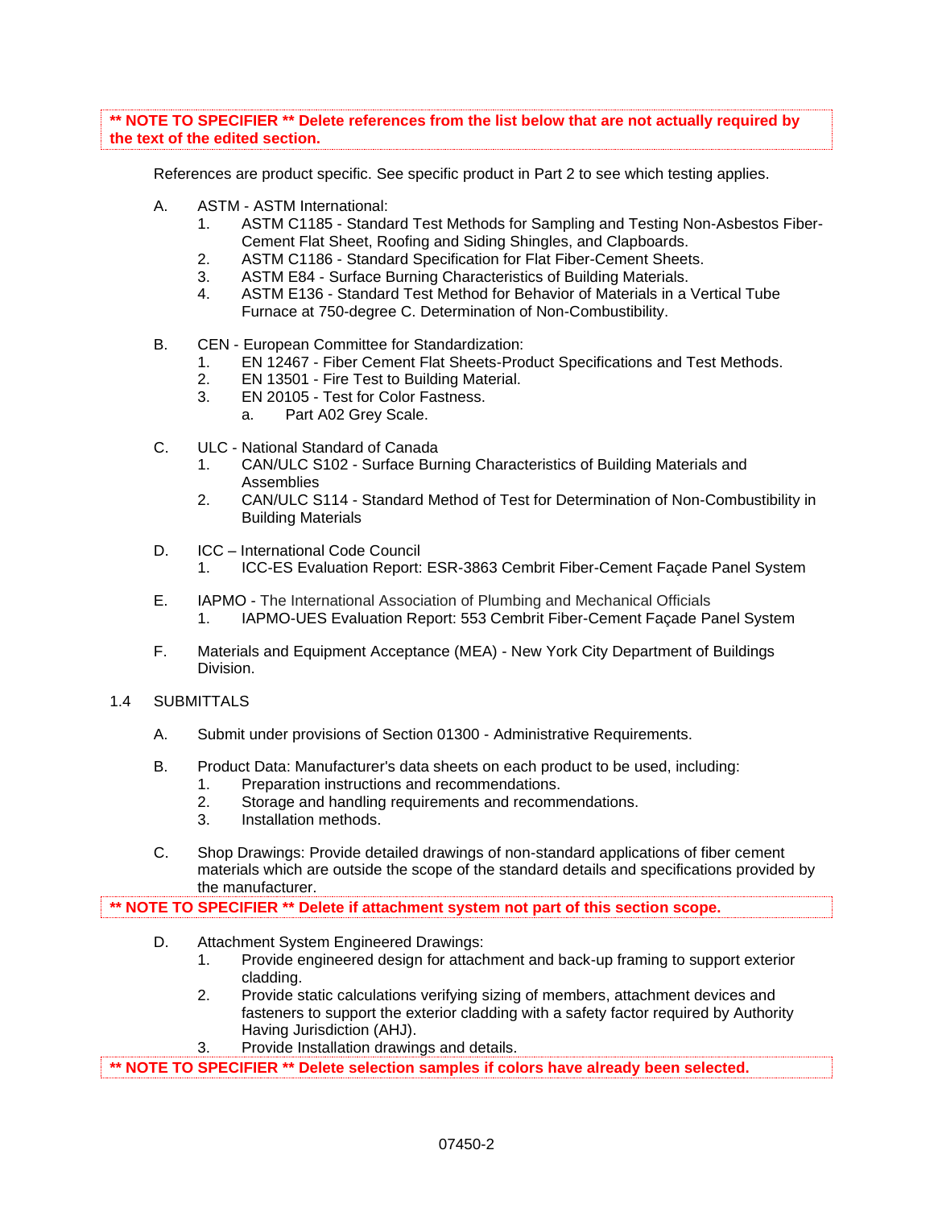**\*\* NOTE TO SPECIFIER \*\* Delete references from the list below that are not actually required by the text of the edited section.**

References are product specific. See specific product in Part 2 to see which testing applies.

A. ASTM - ASTM International:
   1. ASTM C1185 - Standard Test Methods for Sampling and Testing Non-Asbestos Fiber-Cement Flat Sheet, Roofing and Siding Shingles, and Clapboards.
   2. ASTM C1186 - Standard Specification for Flat Fiber-Cement Sheets.
   3. ASTM E84 - Surface Burning Characteristics of Building Materials.
   4. ASTM E136 - Standard Test Method for Behavior of Materials in a Vertical Tube Furnace at 750-degree C. Determination of Non-Combustibility.

B. CEN - European Committee for Standardization:
   1. EN 12467 - Fiber Cement Flat Sheets-Product Specifications and Test Methods.
   2. EN 13501 - Fire Test to Building Material.
   3. EN 20105 - Test for Color Fastness.
      a. Part A02 Grey Scale.

C. ULC - National Standard of Canada
   1. CAN/ULC S102 - Surface Burning Characteristics of Building Materials and Assemblies
   2. CAN/ULC S114 - Standard Method of Test for Determination of Non-Combustibility in Building Materials

D. ICC – International Code Council
   1. ICC-ES Evaluation Report: ESR-3863 Cembrit Fiber-Cement Façade Panel System

E. IAPMO - The International Association of Plumbing and Mechanical Officials
   1. IAPMO-UES Evaluation Report: 553 Cembrit Fiber-Cement Façade Panel System

F. Materials and Equipment Acceptance (MEA) - New York City Department of Buildings Division.

1.4 SUBMITTALS

A. Submit under provisions of Section 01300 - Administrative Requirements.

B. Product Data: Manufacturer's data sheets on each product to be used, including:
   1. Preparation instructions and recommendations.
   2. Storage and handling requirements and recommendations.
   3. Installation methods.

C. Shop Drawings: Provide detailed drawings of non-standard applications of fiber cement materials which are outside the scope of the standard details and specifications provided by the manufacturer.

**\*\* NOTE TO SPECIFIER \*\* Delete if attachment system not part of this section scope.**

D. Attachment System Engineered Drawings:
   1. Provide engineered design for attachment and back-up framing to support exterior cladding.
   2. Provide static calculations verifying sizing of members, attachment devices and fasteners to support the exterior cladding with a safety factor required by Authority Having Jurisdiction (AHJ).
   3. Provide Installation drawings and details.

**\*\* NOTE TO SPECIFIER \*\* Delete selection samples if colors have already been selected.**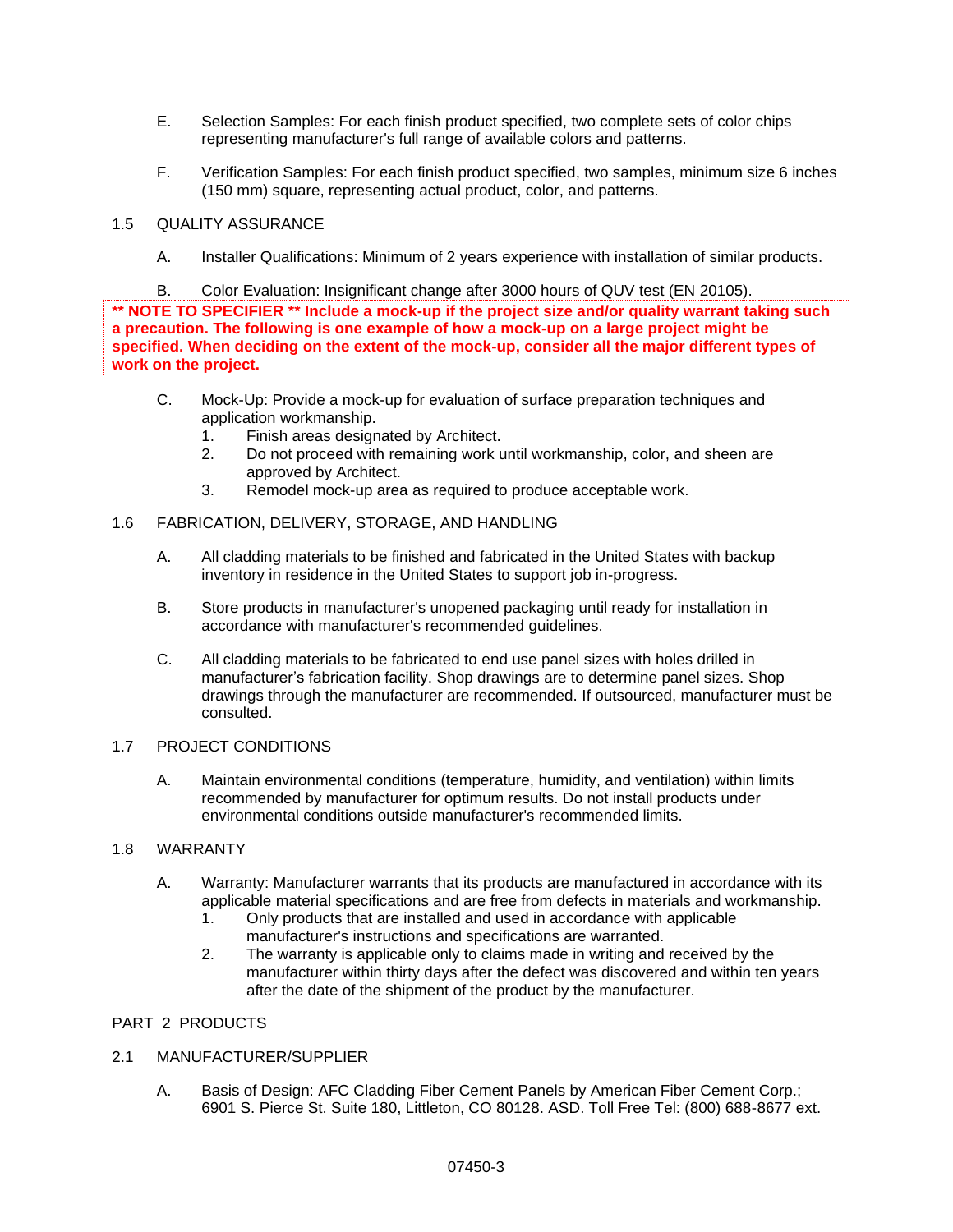E. Selection Samples: For each finish product specified, two complete sets of color chips representing manufacturer's full range of available colors and patterns.

F. Verification Samples: For each finish product specified, two samples, minimum size 6 inches (150 mm) square, representing actual product, color, and patterns.

## 1.5 QUALITY ASSURANCE

A. Installer Qualifications: Minimum of 2 years experience with installation of similar products.

B. Color Evaluation: Insignificant change after 3000 hours of QUV test (EN 20105).

**\*\* NOTE TO SPECIFIER \*\* Include a mock-up if the project size and/or quality warrant taking such a precaution. The following is one example of how a mock-up on a large project might be specified. When deciding on the extent of the mock-up, consider all the major different types of work on the project.**

C. Mock-Up: Provide a mock-up for evaluation of surface preparation techniques and application workmanship.
   1. Finish areas designated by Architect.
   2. Do not proceed with remaining work until workmanship, color, and sheen are approved by Architect.
   3. Remodel mock-up area as required to produce acceptable work.

## 1.6 FABRICATION, DELIVERY, STORAGE, AND HANDLING

A. All cladding materials to be finished and fabricated in the United States with backup inventory in residence in the United States to support job in-progress.

B. Store products in manufacturer's unopened packaging until ready for installation in accordance with manufacturer's recommended guidelines.

C. All cladding materials to be fabricated to end use panel sizes with holes drilled in manufacturer's fabrication facility. Shop drawings are to determine panel sizes. Shop drawings through the manufacturer are recommended. If outsourced, manufacturer must be consulted.

## 1.7 PROJECT CONDITIONS

A. Maintain environmental conditions (temperature, humidity, and ventilation) within limits recommended by manufacturer for optimum results. Do not install products under environmental conditions outside manufacturer's recommended limits.

## 1.8 WARRANTY

A. Warranty: Manufacturer warrants that its products are manufactured in accordance with its applicable material specifications and are free from defects in materials and workmanship.
   1. Only products that are installed and used in accordance with applicable manufacturer's instructions and specifications are warranted.
   2. The warranty is applicable only to claims made in writing and received by the manufacturer within thirty days after the defect was discovered and within ten years after the date of the shipment of the product by the manufacturer.

# PART 2 PRODUCTS

## 2.1 MANUFACTURER/SUPPLIER

A. Basis of Design: AFC Cladding Fiber Cement Panels by American Fiber Cement Corp.; 6901 S. Pierce St. Suite 180, Littleton, CO 80128. ASD. Toll Free Tel: (800) 688-8677 ext.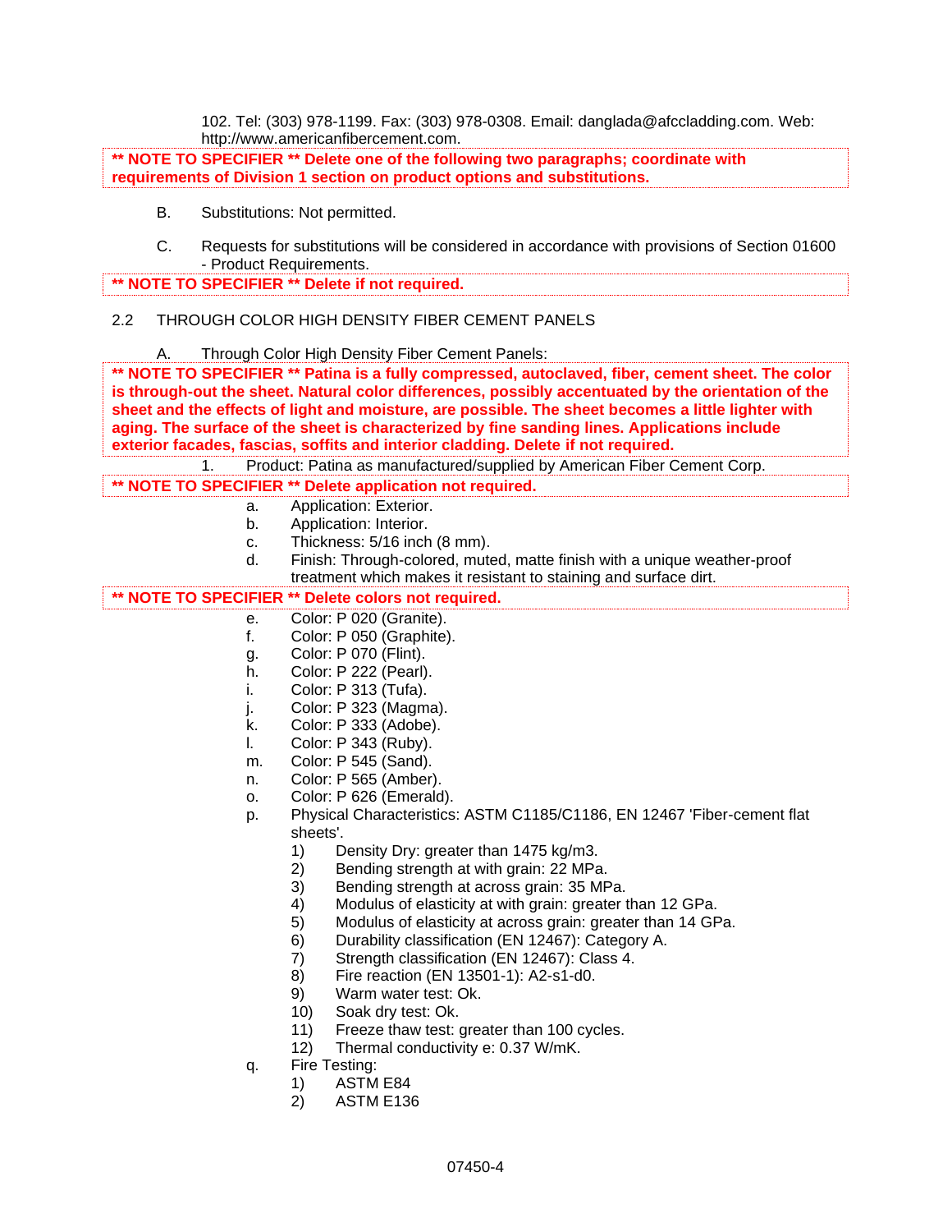102. Tel: (303) 978-1199. Fax: (303) 978-0308. Email: danglada@afccladding.com. Web: http://www.americanfibercement.com.

**** NOTE TO SPECIFIER ** Delete one of the following two paragraphs; coordinate with requirements of Division 1 section on product options and substitutions.**

B. Substitutions: Not permitted.

C. Requests for substitutions will be considered in accordance with provisions of Section 01600 - Product Requirements.

**** NOTE TO SPECIFIER ** Delete if not required.**

2.2 THROUGH COLOR HIGH DENSITY FIBER CEMENT PANELS

A. Through Color High Density Fiber Cement Panels:

**** NOTE TO SPECIFIER ** Patina is a fully compressed, autoclaved, fiber, cement sheet. The color is through-out the sheet. Natural color differences, possibly accentuated by the orientation of the sheet and the effects of light and moisture, are possible. The sheet becomes a little lighter with aging. The surface of the sheet is characterized by fine sanding lines. Applications include exterior facades, fascias, soffits and interior cladding. Delete if not required.**

1. Product: Patina as manufactured/supplied by American Fiber Cement Corp.

**** NOTE TO SPECIFIER ** Delete application not required.**

a. Application: Exterior.
b. Application: Interior.
c. Thickness: 5/16 inch (8 mm).
d. Finish: Through-colored, muted, matte finish with a unique weather-proof treatment which makes it resistant to staining and surface dirt.

**** NOTE TO SPECIFIER ** Delete colors not required.**

e. Color: P 020 (Granite).
f. Color: P 050 (Graphite).
g. Color: P 070 (Flint).
h. Color: P 222 (Pearl).
i. Color: P 313 (Tufa).
j. Color: P 323 (Magma).
k. Color: P 333 (Adobe).
l. Color: P 343 (Ruby).
m. Color: P 545 (Sand).
n. Color: P 565 (Amber).
o. Color: P 626 (Emerald).
p. Physical Characteristics: ASTM C1185/C1186, EN 12467 'Fiber-cement flat sheets'.
   1) Density Dry: greater than 1475 kg/m3.
   2) Bending strength at with grain: 22 MPa.
   3) Bending strength at across grain: 35 MPa.
   4) Modulus of elasticity at with grain: greater than 12 GPa.
   5) Modulus of elasticity at across grain: greater than 14 GPa.
   6) Durability classification (EN 12467): Category A.
   7) Strength classification (EN 12467): Class 4.
   8) Fire reaction (EN 13501-1): A2-s1-d0.
   9) Warm water test: Ok.
   10) Soak dry test: Ok.
   11) Freeze thaw test: greater than 100 cycles.
   12) Thermal conductivity e: 0.37 W/mK.
q. Fire Testing:
   1) ASTM E84
   2) ASTM E136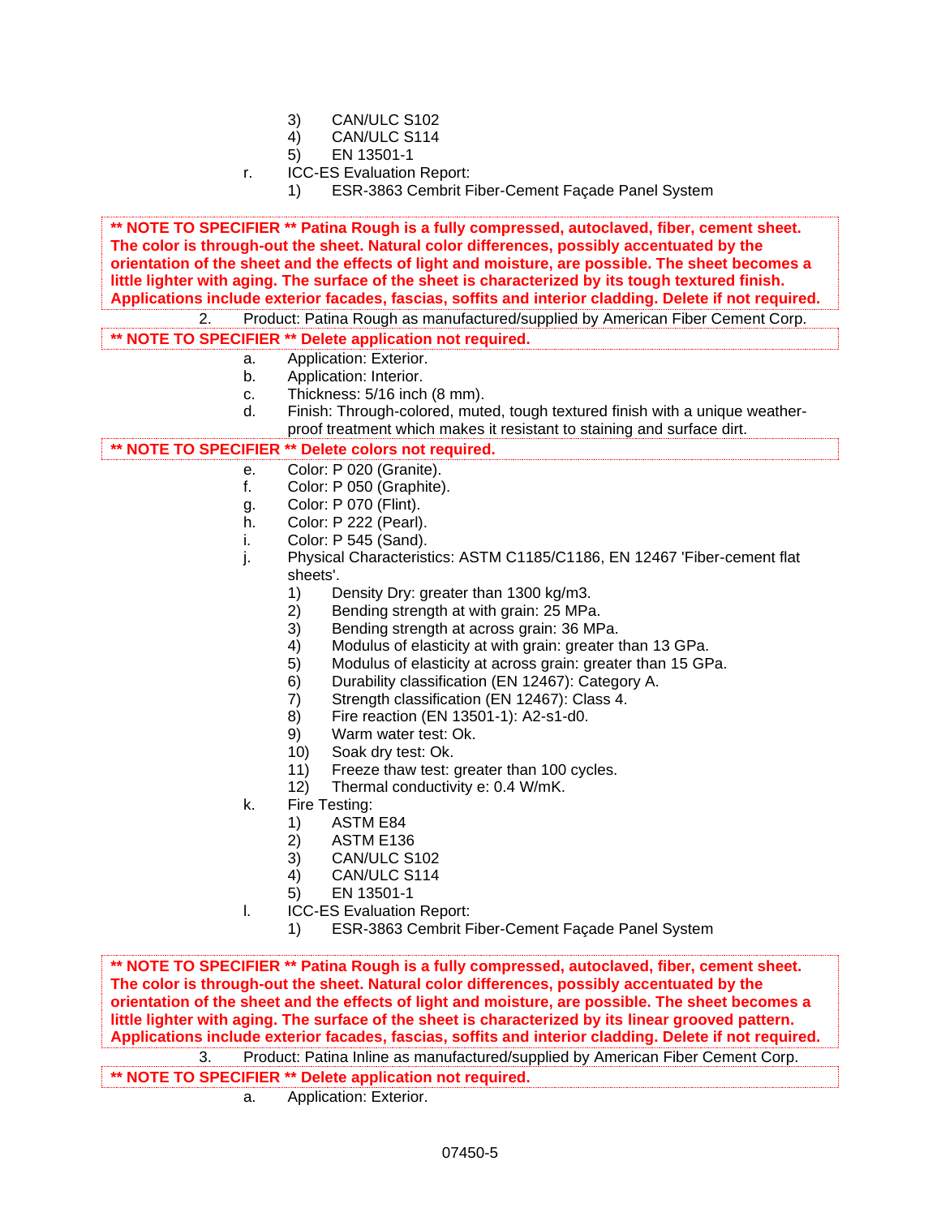3) CAN/ULC S102
        4) CAN/ULC S114
        5) EN 13501-1
    r. ICC-ES Evaluation Report:
        1) ESR-3863 Cembrit Fiber-Cement Façade Panel System

**** NOTE TO SPECIFIER ** Patina Rough is a fully compressed, autoclaved, fiber, cement sheet. The color is through-out the sheet. Natural color differences, possibly accentuated by the orientation of the sheet and the effects of light and moisture, are possible. The sheet becomes a little lighter with aging. The surface of the sheet is characterized by its tough textured finish. Applications include exterior facades, fascias, soffits and interior cladding. Delete if not required.**

2. Product: Patina Rough as manufactured/supplied by American Fiber Cement Corp.

**** NOTE TO SPECIFIER ** Delete application not required.**

    a. Application: Exterior.
    b. Application: Interior.
    c. Thickness: 5/16 inch (8 mm).
    d. Finish: Through-colored, muted, tough textured finish with a unique weather-proof treatment which makes it resistant to staining and surface dirt.

**** NOTE TO SPECIFIER ** Delete colors not required.**

    e. Color: P 020 (Granite).
    f. Color: P 050 (Graphite).
    g. Color: P 070 (Flint).
    h. Color: P 222 (Pearl).
    i. Color: P 545 (Sand).
    j. Physical Characteristics: ASTM C1185/C1186, EN 12467 'Fiber-cement flat sheets'.
        1) Density Dry: greater than 1300 kg/m3.
        2) Bending strength at with grain: 25 MPa.
        3) Bending strength at across grain: 36 MPa.
        4) Modulus of elasticity at with grain: greater than 13 GPa.
        5) Modulus of elasticity at across grain: greater than 15 GPa.
        6) Durability classification (EN 12467): Category A.
        7) Strength classification (EN 12467): Class 4.
        8) Fire reaction (EN 13501-1): A2-s1-d0.
        9) Warm water test: Ok.
        10) Soak dry test: Ok.
        11) Freeze thaw test: greater than 100 cycles.
        12) Thermal conductivity e: 0.4 W/mK.
    k. Fire Testing:
        1) ASTM E84
        2) ASTM E136
        3) CAN/ULC S102
        4) CAN/ULC S114
        5) EN 13501-1
    l. ICC-ES Evaluation Report:
        1) ESR-3863 Cembrit Fiber-Cement Façade Panel System

**** NOTE TO SPECIFIER ** Patina Rough is a fully compressed, autoclaved, fiber, cement sheet. The color is through-out the sheet. Natural color differences, possibly accentuated by the orientation of the sheet and the effects of light and moisture, are possible. The sheet becomes a little lighter with aging. The surface of the sheet is characterized by its linear grooved pattern. Applications include exterior facades, fascias, soffits and interior cladding. Delete if not required.**

3. Product: Patina Inline as manufactured/supplied by American Fiber Cement Corp.

**** NOTE TO SPECIFIER ** Delete application not required.**

    a. Application: Exterior.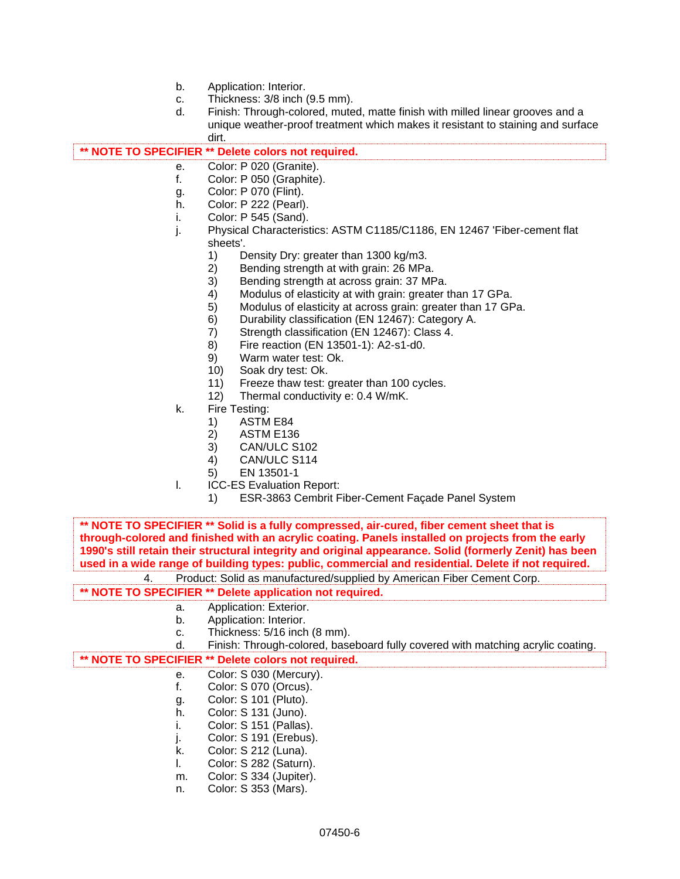b. Application: Interior.
c. Thickness: 3/8 inch (9.5 mm).
d. Finish: Through-colored, muted, matte finish with milled linear grooves and a unique weather-proof treatment which makes it resistant to staining and surface dirt.

**\*\* NOTE TO SPECIFIER \*\* Delete colors not required.**

e. Color: P 020 (Granite).
f. Color: P 050 (Graphite).
g. Color: P 070 (Flint).
h. Color: P 222 (Pearl).
i. Color: P 545 (Sand).
j. Physical Characteristics: ASTM C1185/C1186, EN 12467 'Fiber-cement flat sheets'.
   1) Density Dry: greater than 1300 kg/m3.
   2) Bending strength at with grain: 26 MPa.
   3) Bending strength at across grain: 37 MPa.
   4) Modulus of elasticity at with grain: greater than 17 GPa.
   5) Modulus of elasticity at across grain: greater than 17 GPa.
   6) Durability classification (EN 12467): Category A.
   7) Strength classification (EN 12467): Class 4.
   8) Fire reaction (EN 13501-1): A2-s1-d0.
   9) Warm water test: Ok.
   10) Soak dry test: Ok.
   11) Freeze thaw test: greater than 100 cycles.
   12) Thermal conductivity e: 0.4 W/mK.
k. Fire Testing:
   1) ASTM E84
   2) ASTM E136
   3) CAN/ULC S102
   4) CAN/ULC S114
   5) EN 13501-1
l. ICC-ES Evaluation Report:
   1) ESR-3863 Cembrit Fiber-Cement Façade Panel System

**\*\* NOTE TO SPECIFIER \*\* Solid is a fully compressed, air-cured, fiber cement sheet that is through-colored and finished with an acrylic coating. Panels installed on projects from the early 1990's still retain their structural integrity and original appearance. Solid (formerly Zenit) has been used in a wide range of building types: public, commercial and residential. Delete if not required.**

4. Product: Solid as manufactured/supplied by American Fiber Cement Corp.

**\*\* NOTE TO SPECIFIER \*\* Delete application not required.**

a. Application: Exterior.
b. Application: Interior.
c. Thickness: 5/16 inch (8 mm).
d. Finish: Through-colored, baseboard fully covered with matching acrylic coating.

**\*\* NOTE TO SPECIFIER \*\* Delete colors not required.**

e. Color: S 030 (Mercury).
f. Color: S 070 (Orcus).
g. Color: S 101 (Pluto).
h. Color: S 131 (Juno).
i. Color: S 151 (Pallas).
j. Color: S 191 (Erebus).
k. Color: S 212 (Luna).
l. Color: S 282 (Saturn).
m. Color: S 334 (Jupiter).
n. Color: S 353 (Mars).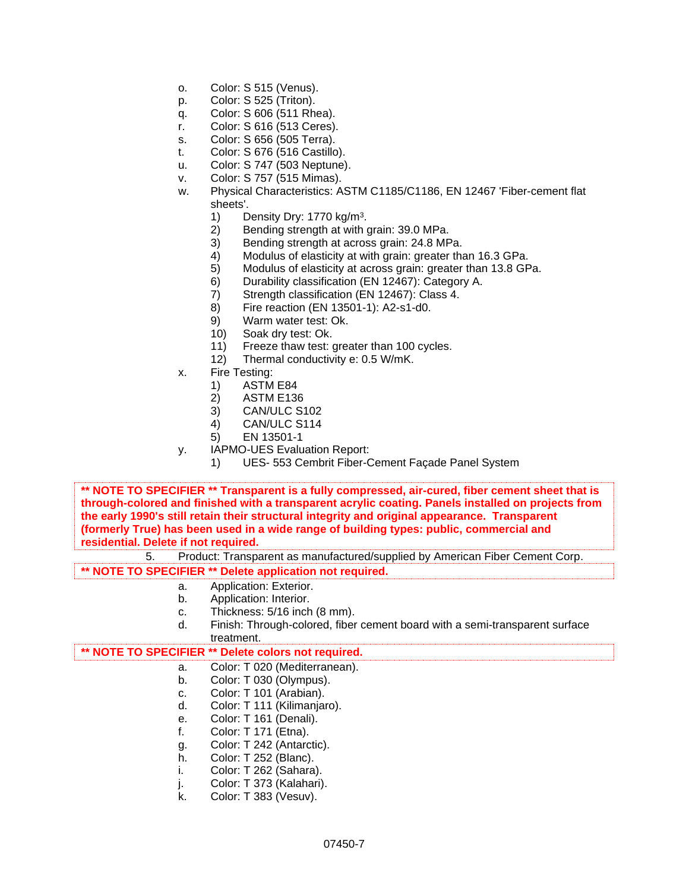o. Color: S 515 (Venus).
p. Color: S 525 (Triton).
q. Color: S 606 (511 Rhea).
r. Color: S 616 (513 Ceres).
s. Color: S 656 (505 Terra).
t. Color: S 676 (516 Castillo).
u. Color: S 747 (503 Neptune).
v. Color: S 757 (515 Mimas).
w. Physical Characteristics: ASTM C1185/C1186, EN 12467 'Fiber-cement flat sheets'.
    1) Density Dry: 1770 kg/m³.
    2) Bending strength at with grain: 39.0 MPa.
    3) Bending strength at across grain: 24.8 MPa.
    4) Modulus of elasticity at with grain: greater than 16.3 GPa.
    5) Modulus of elasticity at across grain: greater than 13.8 GPa.
    6) Durability classification (EN 12467): Category A.
    7) Strength classification (EN 12467): Class 4.
    8) Fire reaction (EN 13501-1): A2-s1-d0.
    9) Warm water test: Ok.
    10) Soak dry test: Ok.
    11) Freeze thaw test: greater than 100 cycles.
    12) Thermal conductivity e: 0.5 W/mK.
x. Fire Testing:
    1) ASTM E84
    2) ASTM E136
    3) CAN/ULC S102
    4) CAN/ULC S114
    5) EN 13501-1
y. IAPMO-UES Evaluation Report:
    1) UES- 553 Cembrit Fiber-Cement Façade Panel System

**** NOTE TO SPECIFIER ** Transparent is a fully compressed, air-cured, fiber cement sheet that is through-colored and finished with a transparent acrylic coating. Panels installed on projects from the early 1990's still retain their structural integrity and original appearance. Transparent (formerly True) has been used in a wide range of building types: public, commercial and residential. Delete if not required.**

5. Product: Transparent as manufactured/supplied by American Fiber Cement Corp.

**** NOTE TO SPECIFIER ** Delete application not required.**

a. Application: Exterior.
b. Application: Interior.
c. Thickness: 5/16 inch (8 mm).
d. Finish: Through-colored, fiber cement board with a semi-transparent surface treatment.

**** NOTE TO SPECIFIER ** Delete colors not required.**

a. Color: T 020 (Mediterranean).
b. Color: T 030 (Olympus).
c. Color: T 101 (Arabian).
d. Color: T 111 (Kilimanjaro).
e. Color: T 161 (Denali).
f. Color: T 171 (Etna).
g. Color: T 242 (Antarctic).
h. Color: T 252 (Blanc).
i. Color: T 262 (Sahara).
j. Color: T 373 (Kalahari).
k. Color: T 383 (Vesuv).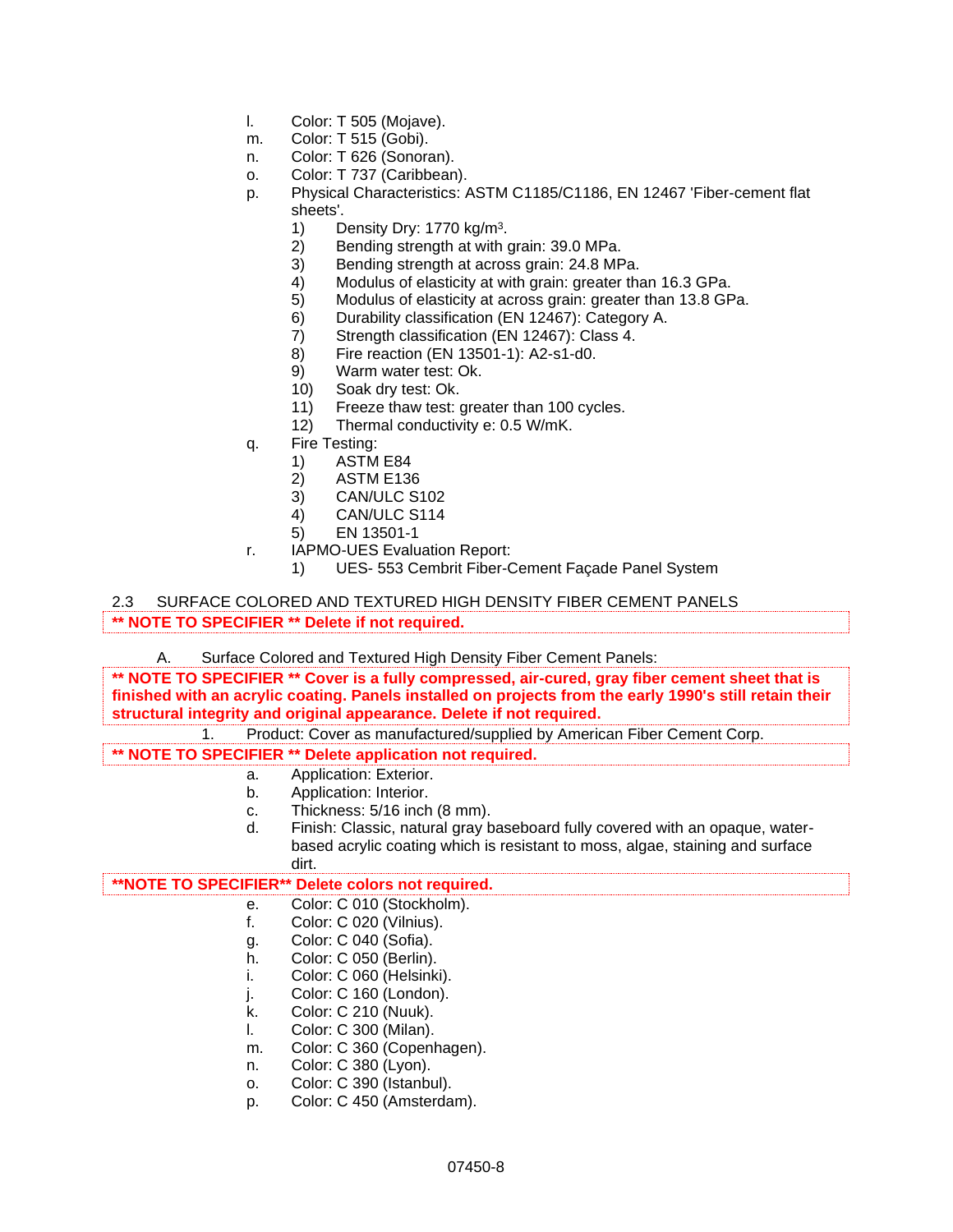l. Color: T 505 (Mojave).
m. Color: T 515 (Gobi).
n. Color: T 626 (Sonoran).
o. Color: T 737 (Caribbean).
p. Physical Characteristics: ASTM C1185/C1186, EN 12467 'Fiber-cement flat sheets'.
    1) Density Dry: 1770 kg/m³.
    2) Bending strength at with grain: 39.0 MPa.
    3) Bending strength at across grain: 24.8 MPa.
    4) Modulus of elasticity at with grain: greater than 16.3 GPa.
    5) Modulus of elasticity at across grain: greater than 13.8 GPa.
    6) Durability classification (EN 12467): Category A.
    7) Strength classification (EN 12467): Class 4.
    8) Fire reaction (EN 13501-1): A2-s1-d0.
    9) Warm water test: Ok.
    10) Soak dry test: Ok.
    11) Freeze thaw test: greater than 100 cycles.
    12) Thermal conductivity e: 0.5 W/mK.
q. Fire Testing:
    1) ASTM E84
    2) ASTM E136
    3) CAN/ULC S102
    4) CAN/ULC S114
    5) EN 13501-1
r. IAPMO-UES Evaluation Report:
    1) UES- 553 Cembrit Fiber-Cement Façade Panel System

## 2.3 SURFACE COLORED AND TEXTURED HIGH DENSITY FIBER CEMENT PANELS

**\*\* NOTE TO SPECIFIER \*\* Delete if not required.**

A. Surface Colored and Textured High Density Fiber Cement Panels:

**\*\* NOTE TO SPECIFIER \*\* Cover is a fully compressed, air-cured, gray fiber cement sheet that is finished with an acrylic coating. Panels installed on projects from the early 1990's still retain their structural integrity and original appearance. Delete if not required.**

1. Product: Cover as manufactured/supplied by American Fiber Cement Corp.

**\*\* NOTE TO SPECIFIER \*\* Delete application not required.**

a. Application: Exterior.
b. Application: Interior.
c. Thickness: 5/16 inch (8 mm).
d. Finish: Classic, natural gray baseboard fully covered with an opaque, water-based acrylic coating which is resistant to moss, algae, staining and surface dirt.

**\*\*NOTE TO SPECIFIER\*\* Delete colors not required.**

e. Color: C 010 (Stockholm).
f. Color: C 020 (Vilnius).
g. Color: C 040 (Sofia).
h. Color: C 050 (Berlin).
i. Color: C 060 (Helsinki).
j. Color: C 160 (London).
k. Color: C 210 (Nuuk).
l. Color: C 300 (Milan).
m. Color: C 360 (Copenhagen).
n. Color: C 380 (Lyon).
o. Color: C 390 (Istanbul).
p. Color: C 450 (Amsterdam).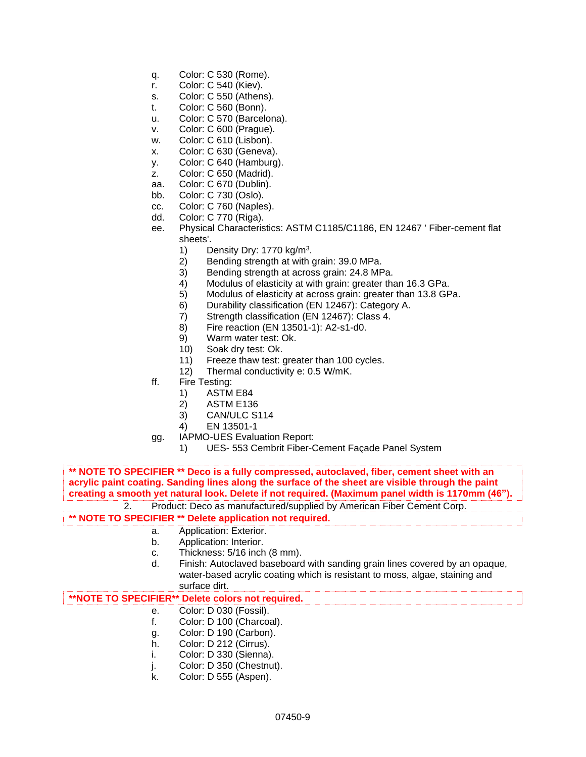q. Color: C 530 (Rome).
r. Color: C 540 (Kiev).
s. Color: C 550 (Athens).
t. Color: C 560 (Bonn).
u. Color: C 570 (Barcelona).
v. Color: C 600 (Prague).
w. Color: C 610 (Lisbon).
x. Color: C 630 (Geneva).
y. Color: C 640 (Hamburg).
z. Color: C 650 (Madrid).
aa. Color: C 670 (Dublin).
bb. Color: C 730 (Oslo).
cc. Color: C 760 (Naples).
dd. Color: C 770 (Riga).
ee. Physical Characteristics: ASTM C1185/C1186, EN 12467 ' Fiber-cement flat sheets'.
    1) Density Dry: 1770 kg/$m^3$.
    2) Bending strength at with grain: 39.0 MPa.
    3) Bending strength at across grain: 24.8 MPa.
    4) Modulus of elasticity at with grain: greater than 16.3 GPa.
    5) Modulus of elasticity at across grain: greater than 13.8 GPa.
    6) Durability classification (EN 12467): Category A.
    7) Strength classification (EN 12467): Class 4.
    8) Fire reaction (EN 13501-1): A2-s1-d0.
    9) Warm water test: Ok.
    10) Soak dry test: Ok.
    11) Freeze thaw test: greater than 100 cycles.
    12) Thermal conductivity e: 0.5 W/mK.
ff. Fire Testing:
    1) ASTM E84
    2) ASTM E136
    3) CAN/ULC S114
    4) EN 13501-1
gg. IAPMO-UES Evaluation Report:
    1) UES- 553 Cembrit Fiber-Cement Façade Panel System

**** NOTE TO SPECIFIER ** Deco is a fully compressed, autoclaved, fiber, cement sheet with an acrylic paint coating. Sanding lines along the surface of the sheet are visible through the paint creating a smooth yet natural look. Delete if not required. (Maximum panel width is 1170mm (46”).**

2. Product: Deco as manufactured/supplied by American Fiber Cement Corp.

**** NOTE TO SPECIFIER ** Delete application not required.**

a. Application: Exterior.
b. Application: Interior.
c. Thickness: 5/16 inch (8 mm).
d. Finish: Autoclaved baseboard with sanding grain lines covered by an opaque, water-based acrylic coating which is resistant to moss, algae, staining and surface dirt.

****NOTE TO SPECIFIER** Delete colors not required.**

e. Color: D 030 (Fossil).
f. Color: D 100 (Charcoal).
g. Color: D 190 (Carbon).
h. Color: D 212 (Cirrus).
i. Color: D 330 (Sienna).
j. Color: D 350 (Chestnut).
k. Color: D 555 (Aspen).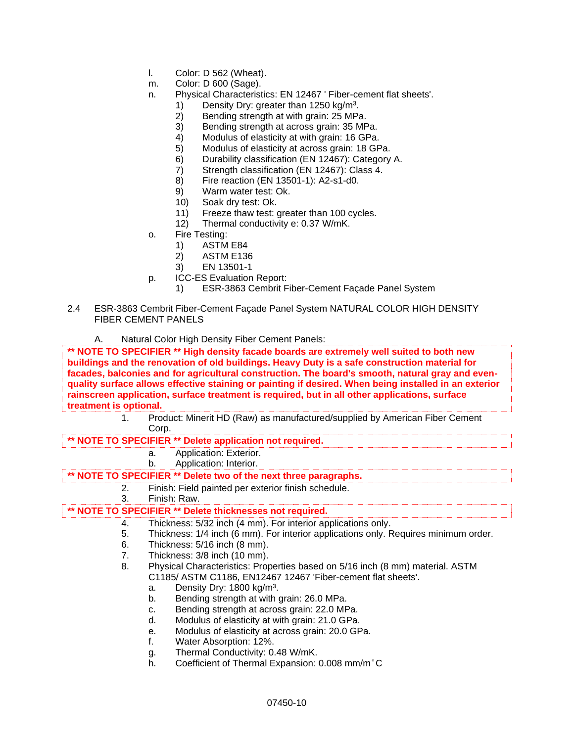l. Color: D 562 (Wheat).

m. Color: D 600 (Sage).

n. Physical Characteristics: EN 12467 ' Fiber-cement flat sheets'.

   1) Density Dry: greater than 1250 kg/m$^3$.
   2) Bending strength at with grain: 25 MPa.
   3) Bending strength at across grain: 35 MPa.
   4) Modulus of elasticity at with grain: 16 GPa.
   5) Modulus of elasticity at across grain: 18 GPa.
   6) Durability classification (EN 12467): Category A.
   7) Strength classification (EN 12467): Class 4.
   8) Fire reaction (EN 13501-1): A2-s1-d0.
   9) Warm water test: Ok.
   10) Soak dry test: Ok.
   11) Freeze thaw test: greater than 100 cycles.
   12) Thermal conductivity e: 0.37 W/mK.

o. Fire Testing:

   1) ASTM E84
   2) ASTM E136
   3) EN 13501-1

p. ICC-ES Evaluation Report:

   1) ESR-3863 Cembrit Fiber-Cement Façade Panel System

2.4 ESR-3863 Cembrit Fiber-Cement Façade Panel System NATURAL COLOR HIGH DENSITY FIBER CEMENT PANELS

A. Natural Color High Density Fiber Cement Panels:

**\*\* NOTE TO SPECIFIER \*\* High density facade boards are extremely well suited to both new buildings and the renovation of old buildings. Heavy Duty is a safe construction material for facades, balconies and for agricultural construction. The board's smooth, natural gray and even-quality surface allows effective staining or painting if desired. When being installed in an exterior rainscreen application, surface treatment is required, but in all other applications, surface treatment is optional.**

1. Product: Minerit HD (Raw) as manufactured/supplied by American Fiber Cement Corp.

**\*\* NOTE TO SPECIFIER \*\* Delete application not required.**

   a. Application: Exterior.
   b. Application: Interior.

**\*\* NOTE TO SPECIFIER \*\* Delete two of the next three paragraphs.**

2. Finish: Field painted per exterior finish schedule.
3. Finish: Raw.

**\*\* NOTE TO SPECIFIER \*\* Delete thicknesses not required.**

4. Thickness: 5/32 inch (4 mm). For interior applications only.
5. Thickness: 1/4 inch (6 mm). For interior applications only. Requires minimum order.
6. Thickness: 5/16 inch (8 mm).
7. Thickness: 3/8 inch (10 mm).
8. Physical Characteristics: Properties based on 5/16 inch (8 mm) material. ASTM C1185/ ASTM C1186, EN12467 12467 'Fiber-cement flat sheets'.

   a. Density Dry: 1800 kg/m$^3$.
   b. Bending strength at with grain: 26.0 MPa.
   c. Bending strength at across grain: 22.0 MPa.
   d. Modulus of elasticity at with grain: 21.0 GPa.
   e. Modulus of elasticity at across grain: 20.0 GPa.
   f. Water Absorption: 12%.
   g. Thermal Conductivity: 0.48 W/mK.
   h. Coefficient of Thermal Expansion: 0.008 mm/m°C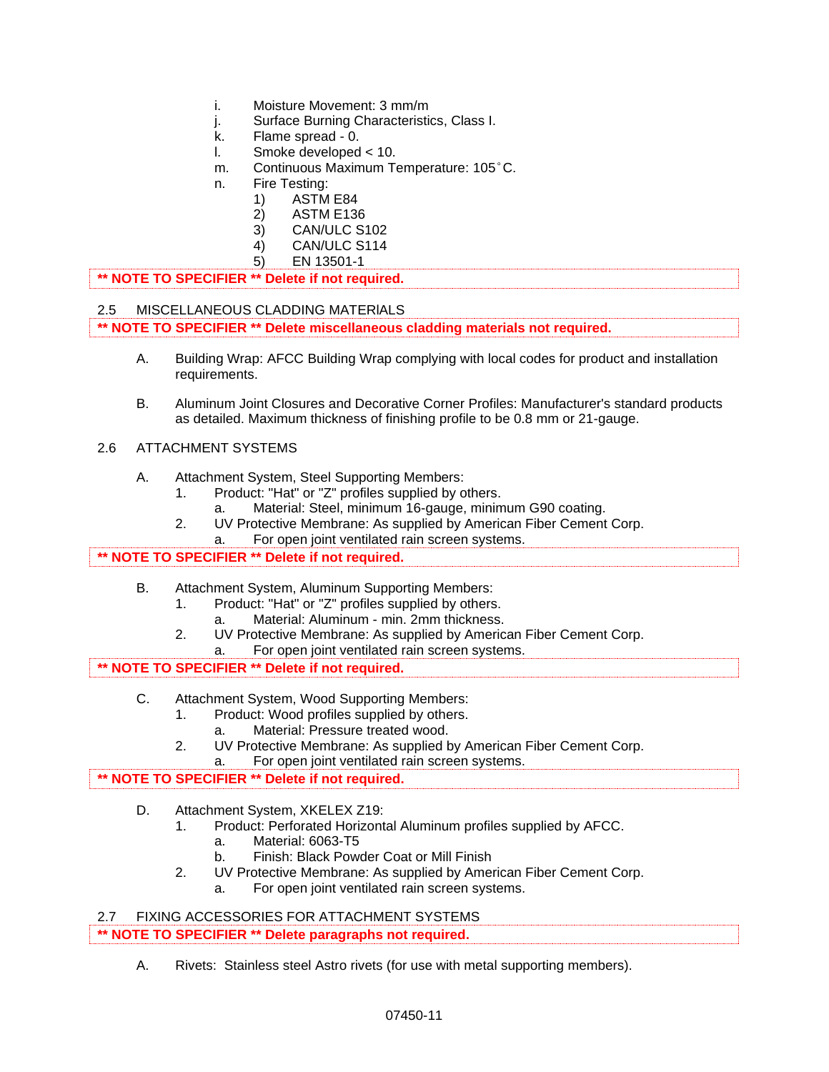i. Moisture Movement: 3 mm/m

j. Surface Burning Characteristics, Class I.

k. Flame spread - 0.

l. Smoke developed < 10.

m. Continuous Maximum Temperature: 105˚C.

n. Fire Testing:
   1) ASTM E84
   2) ASTM E136
   3) CAN/ULC S102
   4) CAN/ULC S114
   5) EN 13501-1

**\*\* NOTE TO SPECIFIER \*\* Delete if not required.**

## 2.5 MISCELLANEOUS CLADDING MATERIALS

**\*\* NOTE TO SPECIFIER \*\* Delete miscellaneous cladding materials not required.**

A. Building Wrap: AFCC Building Wrap complying with local codes for product and installation requirements.

B. Aluminum Joint Closures and Decorative Corner Profiles: Manufacturer's standard products as detailed. Maximum thickness of finishing profile to be 0.8 mm or 21-gauge.

## 2.6 ATTACHMENT SYSTEMS

A. Attachment System, Steel Supporting Members:
   1. Product: "Hat" or "Z" profiles supplied by others.
      a. Material: Steel, minimum 16-gauge, minimum G90 coating.
   2. UV Protective Membrane: As supplied by American Fiber Cement Corp.
      a. For open joint ventilated rain screen systems.

**\*\* NOTE TO SPECIFIER \*\* Delete if not required.**

B. Attachment System, Aluminum Supporting Members:
   1. Product: "Hat" or "Z" profiles supplied by others.
      a. Material: Aluminum - min. 2mm thickness.
   2. UV Protective Membrane: As supplied by American Fiber Cement Corp.
      a. For open joint ventilated rain screen systems.

**\*\* NOTE TO SPECIFIER \*\* Delete if not required.**

C. Attachment System, Wood Supporting Members:
   1. Product: Wood profiles supplied by others.
      a. Material: Pressure treated wood.
   2. UV Protective Membrane: As supplied by American Fiber Cement Corp.
      a. For open joint ventilated rain screen systems.

**\*\* NOTE TO SPECIFIER \*\* Delete if not required.**

D. Attachment System, XKELEX Z19:
   1. Product: Perforated Horizontal Aluminum profiles supplied by AFCC.
      a. Material: 6063-T5
      b. Finish: Black Powder Coat or Mill Finish
   2. UV Protective Membrane: As supplied by American Fiber Cement Corp.
      a. For open joint ventilated rain screen systems.

## 2.7 FIXING ACCESSORIES FOR ATTACHMENT SYSTEMS

**\*\* NOTE TO SPECIFIER \*\* Delete paragraphs not required.**

A. Rivets: Stainless steel Astro rivets (for use with metal supporting members).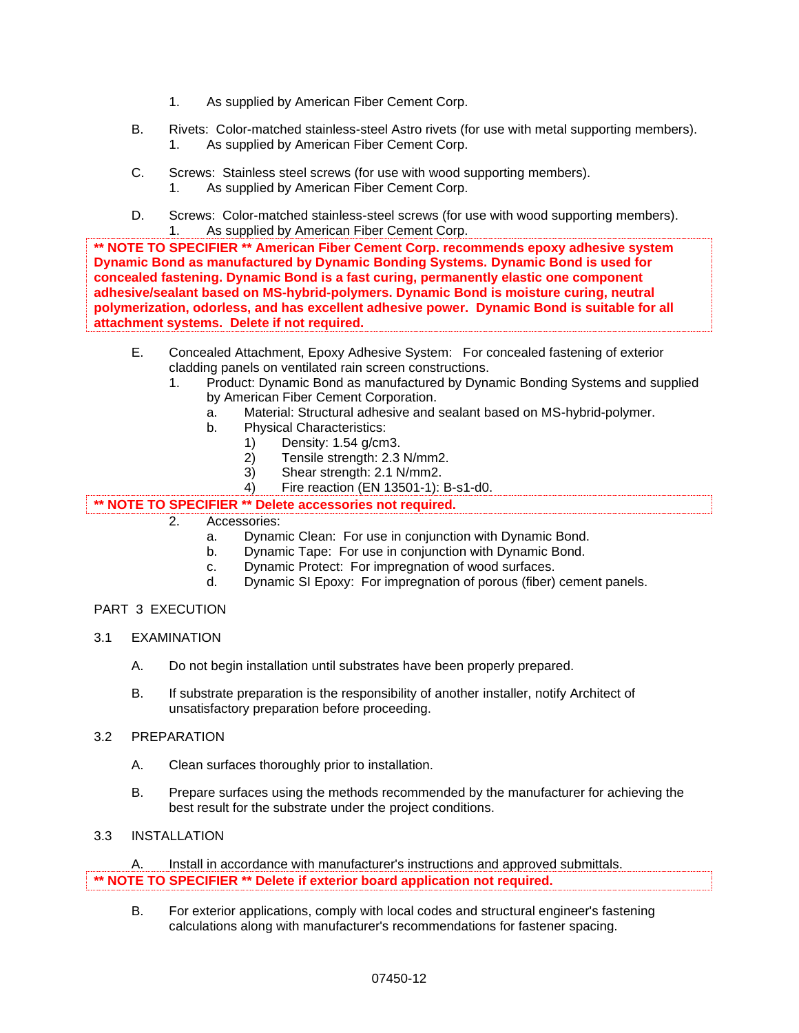1. As supplied by American Fiber Cement Corp.

B. Rivets: Color-matched stainless-steel Astro rivets (for use with metal supporting members).
   1. As supplied by American Fiber Cement Corp.

C. Screws: Stainless steel screws (for use with wood supporting members).
   1. As supplied by American Fiber Cement Corp.

D. Screws: Color-matched stainless-steel screws (for use with wood supporting members).
   1. As supplied by American Fiber Cement Corp.

**\*\* NOTE TO SPECIFIER \*\* American Fiber Cement Corp. recommends epoxy adhesive system Dynamic Bond as manufactured by Dynamic Bonding Systems. Dynamic Bond is used for concealed fastening. Dynamic Bond is a fast curing, permanently elastic one component adhesive/sealant based on MS-hybrid-polymers. Dynamic Bond is moisture curing, neutral polymerization, odorless, and has excellent adhesive power. Dynamic Bond is suitable for all attachment systems. Delete if not required.**

E. Concealed Attachment, Epoxy Adhesive System: For concealed fastening of exterior cladding panels on ventilated rain screen constructions.
   1. Product: Dynamic Bond as manufactured by Dynamic Bonding Systems and supplied by American Fiber Cement Corporation.
      a. Material: Structural adhesive and sealant based on MS-hybrid-polymer.
      b. Physical Characteristics:
         1) Density: 1.54 g/cm3.
         2) Tensile strength: 2.3 N/mm2.
         3) Shear strength: 2.1 N/mm2.
         4) Fire reaction (EN 13501-1): B-s1-d0.

**\*\* NOTE TO SPECIFIER \*\* Delete accessories not required.**

   2. Accessories:
      a. Dynamic Clean: For use in conjunction with Dynamic Bond.
      b. Dynamic Tape: For use in conjunction with Dynamic Bond.
      c. Dynamic Protect: For impregnation of wood surfaces.
      d. Dynamic SI Epoxy: For impregnation of porous (fiber) cement panels.

## PART 3 EXECUTION

### 3.1 EXAMINATION

A. Do not begin installation until substrates have been properly prepared.

B. If substrate preparation is the responsibility of another installer, notify Architect of unsatisfactory preparation before proceeding.

### 3.2 PREPARATION

A. Clean surfaces thoroughly prior to installation.

B. Prepare surfaces using the methods recommended by the manufacturer for achieving the best result for the substrate under the project conditions.

### 3.3 INSTALLATION

A. Install in accordance with manufacturer's instructions and approved submittals.

**\*\* NOTE TO SPECIFIER \*\* Delete if exterior board application not required.**

B. For exterior applications, comply with local codes and structural engineer's fastening calculations along with manufacturer's recommendations for fastener spacing.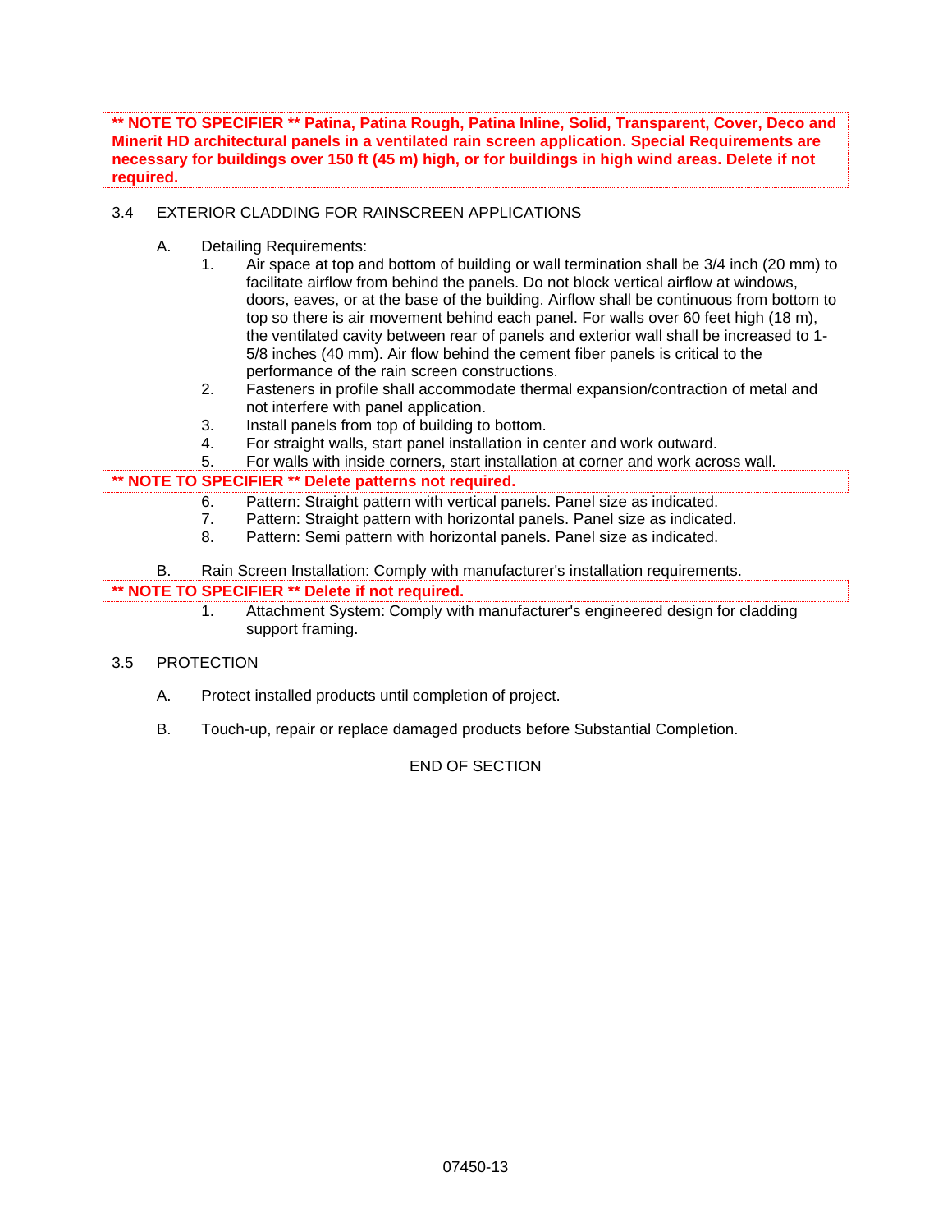**\*\* NOTE TO SPECIFIER \*\* Patina, Patina Rough, Patina Inline, Solid, Transparent, Cover, Deco and Minerit HD architectural panels in a ventilated rain screen application. Special Requirements are necessary for buildings over 150 ft (45 m) high, or for buildings in high wind areas. Delete if not required.**

## 3.4 EXTERIOR CLADDING FOR RAINSCREEN APPLICATIONS

A. Detailing Requirements:
   1. Air space at top and bottom of building or wall termination shall be 3/4 inch (20 mm) to facilitate airflow from behind the panels. Do not block vertical airflow at windows, doors, eaves, or at the base of the building. Airflow shall be continuous from bottom to top so there is air movement behind each panel. For walls over 60 feet high (18 m), the ventilated cavity between rear of panels and exterior wall shall be increased to 1-5/8 inches (40 mm). Air flow behind the cement fiber panels is critical to the performance of the rain screen constructions.
   2. Fasteners in profile shall accommodate thermal expansion/contraction of metal and not interfere with panel application.
   3. Install panels from top of building to bottom.
   4. For straight walls, start panel installation in center and work outward.
   5. For walls with inside corners, start installation at corner and work across wall.

**\*\* NOTE TO SPECIFIER \*\* Delete patterns not required.**

   6. Pattern: Straight pattern with vertical panels. Panel size as indicated.
   7. Pattern: Straight pattern with horizontal panels. Panel size as indicated.
   8. Pattern: Semi pattern with horizontal panels. Panel size as indicated.

B. Rain Screen Installation: Comply with manufacturer's installation requirements.

**\*\* NOTE TO SPECIFIER \*\* Delete if not required.**

   1. Attachment System: Comply with manufacturer's engineered design for cladding support framing.

## 3.5 PROTECTION

A. Protect installed products until completion of project.

B. Touch-up, repair or replace damaged products before Substantial Completion.

END OF SECTION